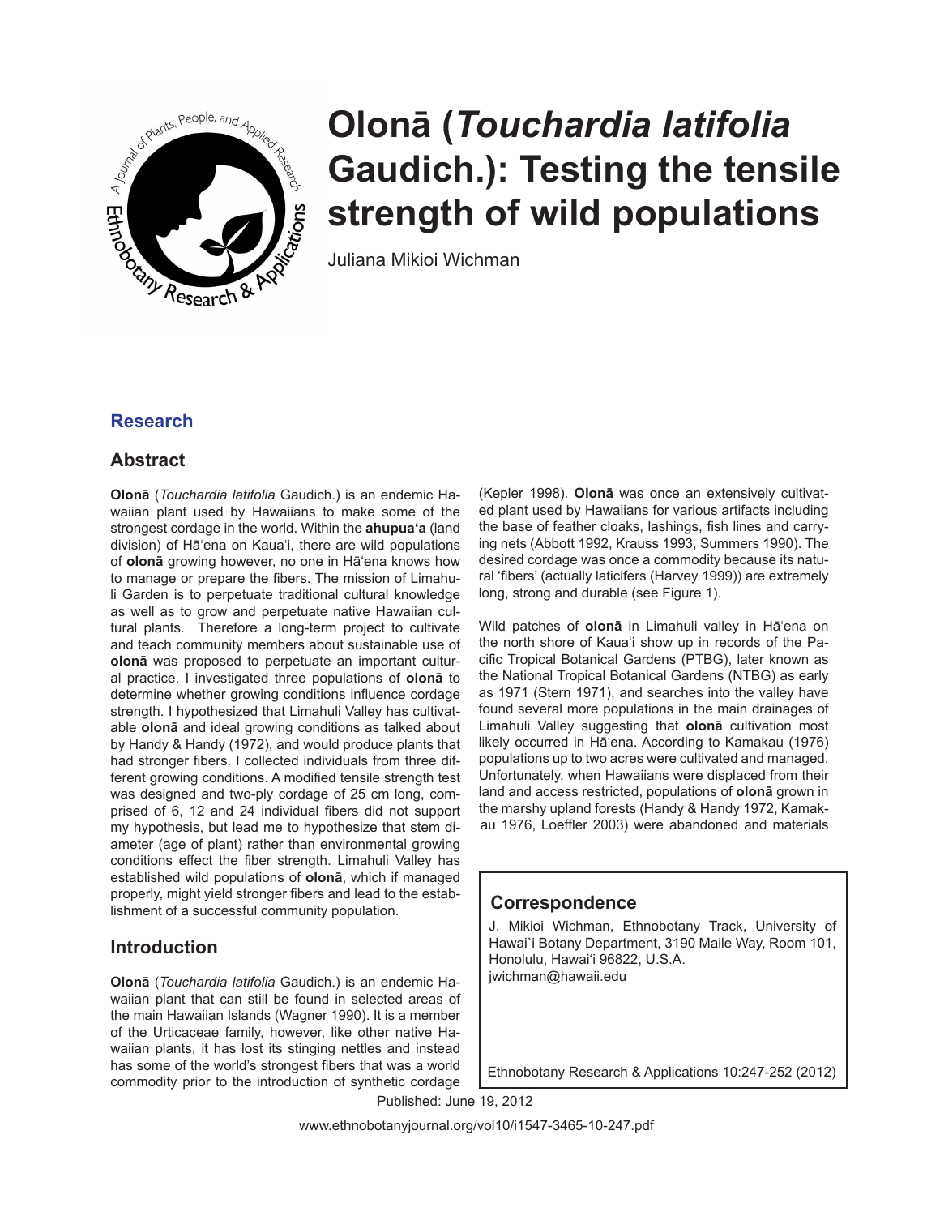# Olonā (*Touchardia latifolia* Gaudich.): Testing the tensile strength of wild populations

Juliana Mikioi Wichman

## Research

## Abstract

**Olonā** (*Touchardia latifolia* Gaudich.) is an endemic Hawaiian plant used by Hawaiians to make some of the strongest cordage in the world. Within the **ahupuaʻa** (land division) of Hāʻena on Kauaʻi, there are wild populations of **olonā** growing however, no one in Hāʻena knows how to manage or prepare the fibers. The mission of Limahuli Garden is to perpetuate traditional cultural knowledge as well as to grow and perpetuate native Hawaiian cultural plants. Therefore a long-term project to cultivate and teach community members about sustainable use of **olonā** was proposed to perpetuate an important cultural practice. I investigated three populations of **olonā** to determine whether growing conditions influence cordage strength. I hypothesized that Limahuli Valley has cultivatable **olonā** and ideal growing conditions as talked about by Handy & Handy (1972), and would produce plants that had stronger fibers. I collected individuals from three different growing conditions. A modified tensile strength test was designed and two-ply cordage of 25 cm long, comprised of 6, 12 and 24 individual fibers did not support my hypothesis, but lead me to hypothesize that stem diameter (age of plant) rather than environmental growing conditions effect the fiber strength. Limahuli Valley has established wild populations of **olonā**, which if managed properly, might yield stronger fibers and lead to the establishment of a successful community population.

## Introduction

**Olonā** (*Touchardia latifolia* Gaudich.) is an endemic Hawaiian plant that can still be found in selected areas of the main Hawaiian Islands (Wagner 1990). It is a member of the Urticaceae family, however, like other native Hawaiian plants, it has lost its stinging nettles and instead has some of the world's strongest fibers that was a world commodity prior to the introduction of synthetic cordage (Kepler 1998). **Olonā** was once an extensively cultivated plant used by Hawaiians for various artifacts including the base of feather cloaks, lashings, fish lines and carrying nets (Abbott 1992, Krauss 1993, Summers 1990). The desired cordage was once a commodity because its natural 'fibers' (actually laticifers (Harvey 1999)) are extremely long, strong and durable (see Figure 1).

Wild patches of **olonā** in Limahuli valley in Hāʻena on the north shore of Kauaʻi show up in records of the Pacific Tropical Botanical Gardens (PTBG), later known as the National Tropical Botanical Gardens (NTBG) as early as 1971 (Stern 1971), and searches into the valley have found several more populations in the main drainages of Limahuli Valley suggesting that **olonā** cultivation most likely occurred in Hāʻena. According to Kamakau (1976) populations up to two acres were cultivated and managed. Unfortunately, when Hawaiians were displaced from their land and access restricted, populations of **olonā** grown in the marshy upland forests (Handy & Handy 1972, Kamakau 1976, Loeffler 2003) were abandoned and materials

## Correspondence

J. Mikioi Wichman, Ethnobotany Track, University of Hawai`i Botany Department, 3190 Maile Way, Room 101, Honolulu, Hawaiʻi 96822, U.S.A.
jwichman@hawaii.edu

Published: June 19, 2012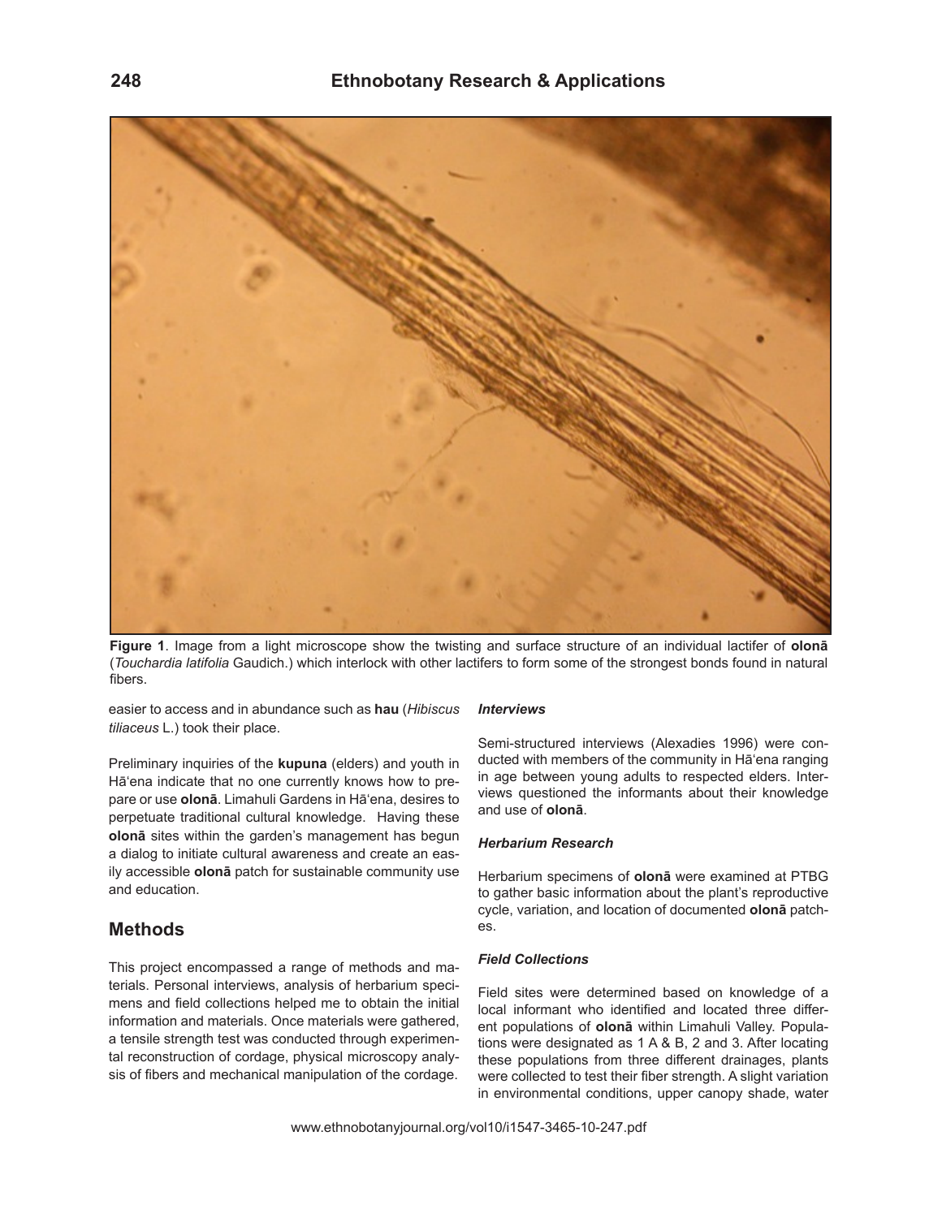**Figure 1**. Image from a light microscope show the twisting and surface structure of an individual lactifer of **olonā** (*Touchardia latifolia* Gaudich.) which interlock with other lactifers to form some of the strongest bonds found in natural fibers.

easier to access and in abundance such as **hau** (*Hibiscus tiliaceus* L.) took their place.

Preliminary inquiries of the **kupuna** (elders) and youth in Hā'ena indicate that no one currently knows how to prepare or use **olonā**. Limahuli Gardens in Hā'ena, desires to perpetuate traditional cultural knowledge. Having these **olonā** sites within the garden's management has begun a dialog to initiate cultural awareness and create an easily accessible **olonā** patch for sustainable community use and education.

## Methods

This project encompassed a range of methods and materials. Personal interviews, analysis of herbarium specimens and field collections helped me to obtain the initial information and materials. Once materials were gathered, a tensile strength test was conducted through experimental reconstruction of cordage, physical microscopy analysis of fibers and mechanical manipulation of the cordage.

### *Interviews*

Semi-structured interviews (Alexadies 1996) were conducted with members of the community in Hā'ena ranging in age between young adults to respected elders. Interviews questioned the informants about their knowledge and use of **olonā**.

### *Herbarium Research*

Herbarium specimens of **olonā** were examined at PTBG to gather basic information about the plant's reproductive cycle, variation, and location of documented **olonā** patches.

### *Field Collections*

Field sites were determined based on knowledge of a local informant who identified and located three different populations of **olonā** within Limahuli Valley. Populations were designated as 1 A & B, 2 and 3. After locating these populations from three different drainages, plants were collected to test their fiber strength. A slight variation in environmental conditions, upper canopy shade, water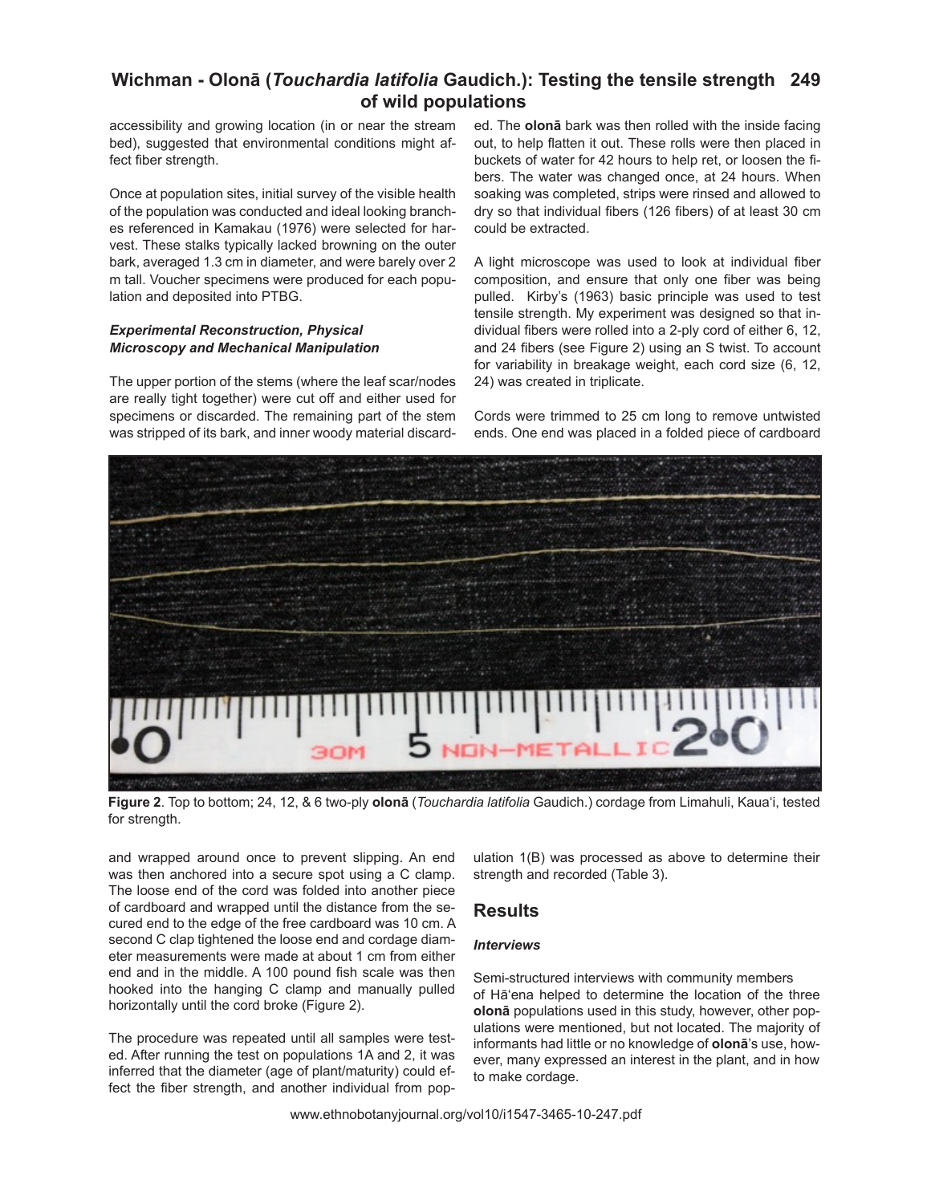accessibility and growing location (in or near the stream bed), suggested that environmental conditions might affect fiber strength.

Once at population sites, initial survey of the visible health of the population was conducted and ideal looking branches referenced in Kamakau (1976) were selected for harvest. These stalks typically lacked browning on the outer bark, averaged 1.3 cm in diameter, and were barely over 2 m tall. Voucher specimens were produced for each population and deposited into PTBG.

### *Experimental Reconstruction, Physical Microscopy and Mechanical Manipulation*

The upper portion of the stems (where the leaf scar/nodes are really tight together) were cut off and either used for specimens or discarded. The remaining part of the stem was stripped of its bark, and inner woody material discarded. The **olonā** bark was then rolled with the inside facing out, to help flatten it out. These rolls were then placed in buckets of water for 42 hours to help ret, or loosen the fibers. The water was changed once, at 24 hours. When soaking was completed, strips were rinsed and allowed to dry so that individual fibers (126 fibers) of at least 30 cm could be extracted.

A light microscope was used to look at individual fiber composition, and ensure that only one fiber was being pulled. Kirby's (1963) basic principle was used to test tensile strength. My experiment was designed so that individual fibers were rolled into a 2-ply cord of either 6, 12, and 24 fibers (see Figure 2) using an S twist. To account for variability in breakage weight, each cord size (6, 12, 24) was created in triplicate.

Cords were trimmed to 25 cm long to remove untwisted ends. One end was placed in a folded piece of cardboard and wrapped around once to prevent slipping. An end was then anchored into a secure spot using a C clamp. The loose end of the cord was folded into another piece of cardboard and wrapped until the distance from the secured end to the edge of the free cardboard was 10 cm. A second C clap tightened the loose end and cordage diameter measurements were made at about 1 cm from either end and in the middle. A 100 pound fish scale was then hooked into the hanging C clamp and manually pulled horizontally until the cord broke (Figure 2).

**Figure 2**. Top to bottom; 24, 12, & 6 two-ply **olonā** (*Touchardia latifolia* Gaudich.) cordage from Limahuli, Kaua'i, tested for strength.

The procedure was repeated until all samples were tested. After running the test on populations 1A and 2, it was inferred that the diameter (age of plant/maturity) could effect the fiber strength, and another individual from population 1(B) was processed as above to determine their strength and recorded (Table 3).

## Results

### *Interviews*

Semi-structured interviews with community members of Hā'ena helped to determine the location of the three **olonā** populations used in this study, however, other populations were mentioned, but not located. The majority of informants had little or no knowledge of **olonā**'s use, however, many expressed an interest in the plant, and in how to make cordage.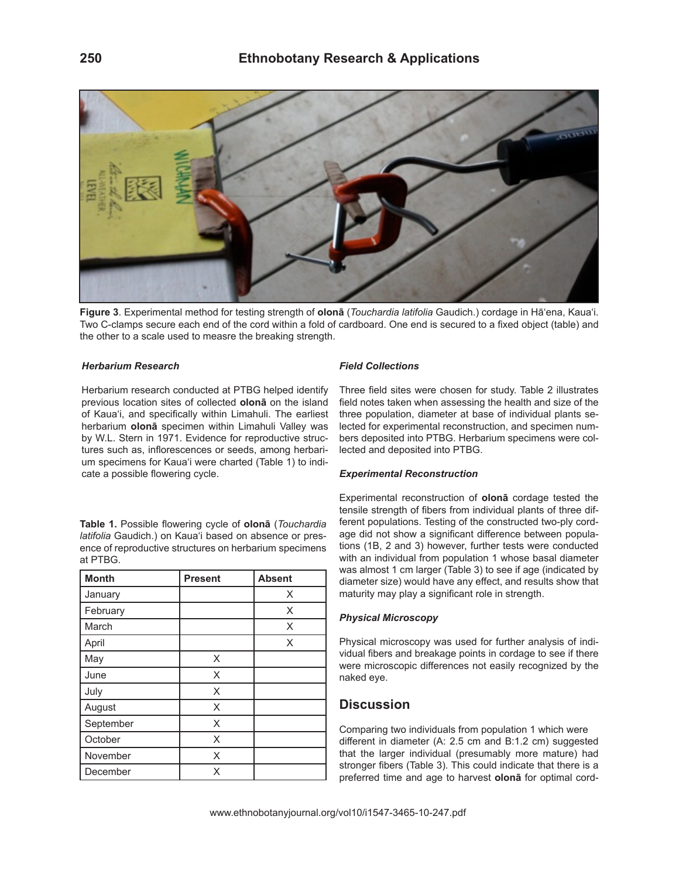**Figure 3**. Experimental method for testing strength of **olonā** (*Touchardia latifolia* Gaudich.) cordage in Hāʻena, Kauaʻi. Two C-clamps secure each end of the cord within a fold of cardboard. One end is secured to a fixed object (table) and the other to a scale used to measre the breaking strength.

### *Herbarium Research*

Herbarium research conducted at PTBG helped identify previous location sites of collected **olonā** on the island of Kauaʻi, and specifically within Limahuli. The earliest herbarium **olonā** specimen within Limahuli Valley was by W.L. Stern in 1971. Evidence for reproductive structures such as, inflorescences or seeds, among herbarium specimens for Kauaʻi were charted (Table 1) to indicate a possible flowering cycle.

**Table 1.** Possible flowering cycle of **olonā** (*Touchardia latifolia* Gaudich.) on Kauaʻi based on absence or presence of reproductive structures on herbarium specimens at PTBG.

| Month | Present | Absent |
|---|---|---|
| January | | X |
| February | | X |
| March | | X |
| April | | X |
| May | X | |
| June | X | |
| July | X | |
| August | X | |
| September | X | |
| October | X | |
| November | X | |
| December | X | |

### *Field Collections*

Three field sites were chosen for study. Table 2 illustrates field notes taken when assessing the health and size of the three population, diameter at base of individual plants selected for experimental reconstruction, and specimen numbers deposited into PTBG. Herbarium specimens were collected and deposited into PTBG.

### *Experimental Reconstruction*

Experimental reconstruction of **olonā** cordage tested the tensile strength of fibers from individual plants of three different populations. Testing of the constructed two-ply cordage did not show a significant difference between populations (1B, 2 and 3) however, further tests were conducted with an individual from population 1 whose basal diameter was almost 1 cm larger (Table 3) to see if age (indicated by diameter size) would have any effect, and results show that maturity may play a significant role in strength.

### *Physical Microscopy*

Physical microscopy was used for further analysis of individual fibers and breakage points in cordage to see if there were microscopic differences not easily recognized by the naked eye.

## Discussion

Comparing two individuals from population 1 which were different in diameter (A: 2.5 cm and B:1.2 cm) suggested that the larger individual (presumably more mature) had stronger fibers (Table 3). This could indicate that there is a preferred time and age to harvest **olonā** for optimal cord-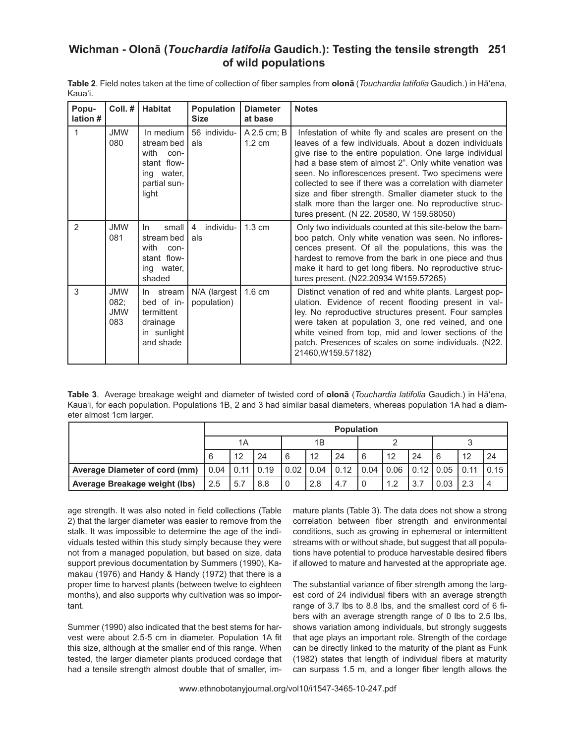**Table 2**. Field notes taken at the time of collection of fiber samples from **olonā** (*Touchardia latifolia* Gaudich.) in Hāʻena, Kauaʻi.

| Population # | Coll. # | Habitat | Population Size | Diameter at base | Notes |
|---|---|---|---|---|---|
| 1 | JMW 080 | In medium stream bed with constant flowing water, partial sunlight | 56 individuals | A 2.5 cm; B 1.2 cm | Infestation of white fly and scales are present on the leaves of a few individuals. About a dozen individuals give rise to the entire population. One large individual had a base stem of almost 2". Only white venation was seen. No inflorescences present. Two specimens were collected to see if there was a correlation with diameter size and fiber strength. Smaller diameter stuck to the stalk more than the larger one. No reproductive structures present. (N 22. 20580, W 159.58050) |
| 2 | JMW 081 | In small stream bed with constant flowing water, shaded | 4 individuals | 1.3 cm | Only two individuals counted at this site-below the bamboo patch. Only white venation was seen. No inflorescences present. Of all the populations, this was the hardest to remove from the bark in one piece and thus make it hard to get long fibers. No reproductive structures present. (N22.20934 W159.57265) |
| 3 | JMW 082; JMW 083 | In stream bed of intermittent drainage in sunlight and shade | N/A (largest population) | 1.6 cm | Distinct venation of red and white plants. Largest population. Evidence of recent flooding present in valley. No reproductive structures present. Four samples were taken at population 3, one red veined, and one white veined from top, mid and lower sections of the patch. Presences of scales on some individuals. (N22. 21460,W159.57182) |

**Table 3**. Average breakage weight and diameter of twisted cord of **olonā** (*Touchardia latifolia* Gaudich.) in Hāʻena, Kauaʻi, for each population. Populations 1B, 2 and 3 had similar basal diameters, whereas population 1A had a diameter almost 1cm larger.

| | Population | | | | | | | | | | | |
|---|---|---|---|---|---|---|---|---|---|---|---|---|
| | 1A | | | 1B | | | 2 | | | 3 | | |
| | 6 | 12 | 24 | 6 | 12 | 24 | 6 | 12 | 24 | 6 | 12 | 24 |
| **Average Diameter of cord (mm)** | 0.04 | 0.11 | 0.19 | 0.02 | 0.04 | 0.12 | 0.04 | 0.06 | 0.12 | 0.05 | 0.11 | 0.15 |
| **Average Breakage weight (lbs)** | 2.5 | 5.7 | 8.8 | 0 | 2.8 | 4.7 | 0 | 1.2 | 3.7 | 0.03 | 2.3 | 4 |

age strength. It was also noted in field collections (Table 2) that the larger diameter was easier to remove from the stalk. It was impossible to determine the age of the individuals tested within this study simply because they were not from a managed population, but based on size, data support previous documentation by Summers (1990), Kamakau (1976) and Handy & Handy (1972) that there is a proper time to harvest plants (between twelve to eighteen months), and also supports why cultivation was so important.

Summer (1990) also indicated that the best stems for harvest were about 2.5-5 cm in diameter. Population 1A fit this size, although at the smaller end of this range. When tested, the larger diameter plants produced cordage that had a tensile strength almost double that of smaller, immature plants (Table 3). The data does not show a strong correlation between fiber strength and environmental conditions, such as growing in ephemeral or intermittent streams with or without shade, but suggest that all populations have potential to produce harvestable desired fibers if allowed to mature and harvested at the appropriate age.

The substantial variance of fiber strength among the largest cord of 24 individual fibers with an average strength range of 3.7 lbs to 8.8 lbs, and the smallest cord of 6 fibers with an average strength range of 0 lbs to 2.5 lbs, shows variation among individuals, but strongly suggests that age plays an important role. Strength of the cordage can be directly linked to the maturity of the plant as Funk (1982) states that length of individual fibers at maturity can surpass 1.5 m, and a longer fiber length allows the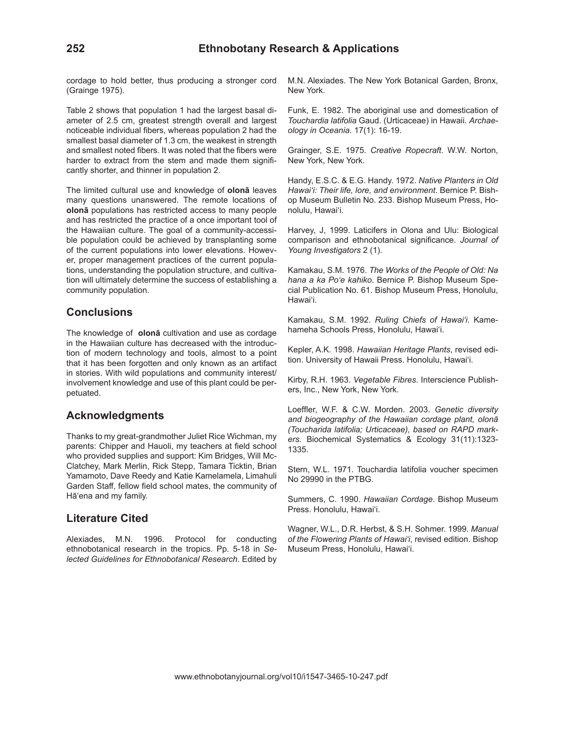cordage to hold better, thus producing a stronger cord (Grainge 1975).

Table 2 shows that population 1 had the largest basal diameter of 2.5 cm, greatest strength overall and largest noticeable individual fibers, whereas population 2 had the smallest basal diameter of 1.3 cm, the weakest in strength and smallest noted fibers. It was noted that the fibers were harder to extract from the stem and made them significantly shorter, and thinner in population 2.

The limited cultural use and knowledge of **olonā** leaves many questions unanswered. The remote locations of **olonā** populations has restricted access to many people and has restricted the practice of a once important tool of the Hawaiian culture. The goal of a community-accessible population could be achieved by transplanting some of the current populations into lower elevations. However, proper management practices of the current populations, understanding the population structure, and cultivation will ultimately determine the success of establishing a community population.

## Conclusions

The knowledge of **olonā** cultivation and use as cordage in the Hawaiian culture has decreased with the introduction of modern technology and tools, almost to a point that it has been forgotten and only known as an artifact in stories. With wild populations and community interest/involvement knowledge and use of this plant could be perpetuated.

## Acknowledgments

Thanks to my great-grandmother Juliet Rice Wichman, my parents: Chipper and Hauoli, my teachers at field school who provided supplies and support: Kim Bridges, Will McClatchey, Mark Merlin, Rick Stepp, Tamara Ticktin, Brian Yamamoto, Dave Reedy and Katie Kamelamela, Limahuli Garden Staff, fellow field school mates, the community of Hā'ena and my family.

## Literature Cited

Alexiades, M.N. 1996. Protocol for conducting ethnobotanical research in the tropics. Pp. 5-18 in *Selected Guidelines for Ethnobotanical Research*. Edited by M.N. Alexiades. The New York Botanical Garden, Bronx, New York.

Funk, E. 1982. The aboriginal use and domestication of *Touchardia latifolia* Gaud. (Urticaceae) in Hawaii. *Archaeology in Oceania*. 17(1): 16-19.

Grainger, S.E. 1975. *Creative Ropecraft*. W.W. Norton, New York, New York.

Handy, E.S.C. & E.G. Handy. 1972. *Native Planters in Old Hawai'i: Their life, lore, and environment*. Bernice P. Bishop Museum Bulletin No. 233. Bishop Museum Press, Honolulu, Hawai'i.

Harvey, J, 1999. Laticifers in Olona and Ulu: Biological comparison and ethnobotanical significance. *Journal of Young Investigators* 2 (1).

Kamakau, S.M. 1976. *The Works of the People of Old: Na hana a ka Po'e kahiko*. Bernice P. Bishop Museum Special Publication No. 61. Bishop Museum Press, Honolulu, Hawai'i.

Kamakau, S.M. 1992. *Ruling Chiefs of Hawai'i*. Kamehameha Schools Press, Honolulu, Hawai'i.

Kepler, A.K. 1998. *Hawaiian Heritage Plants*, revised edition. University of Hawaii Press. Honolulu, Hawai'i.

Kirby, R.H. 1963. *Vegetable Fibres*. Interscience Publishers, Inc., New York, New York.

Loeffler, W.F. & C.W. Morden. 2003. *Genetic diversity and biogeography of the Hawaiian cordage plant, olonā (Toucharida latifolia; Urticaceae), based on RAPD markers.* Biochemical Systematics & Ecology 31(11):1323-1335.

Stern, W.L. 1971. Touchardia latifolia voucher specimen No 29990 in the PTBG.

Summers, C. 1990. *Hawaiian Cordage*. Bishop Museum Press. Honolulu, Hawai'i.

Wagner, W.L., D.R. Herbst, & S.H. Sohmer. 1999. *Manual of the Flowering Plants of Hawai'i*, revised edition. Bishop Museum Press, Honolulu, Hawai'i.